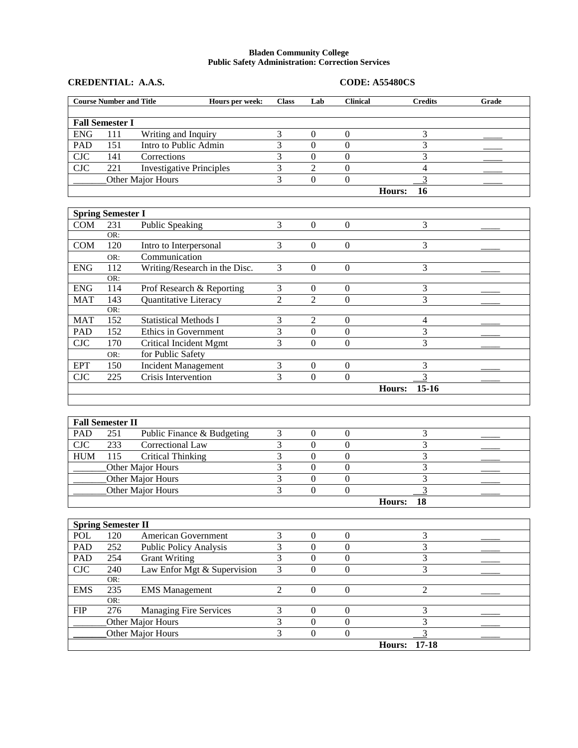**Bladen Community College**
**Public Safety Administration: Correction Services**

**CREDENTIAL: A.A.S.** **CODE: A55480CS**

| Course Number and Title | | Hours per week: | Class | Lab | Clinical | Credits | Grade |
|---|---|---|---|---|---|---|---|
| **Fall Semester I** | | | | | | | |
| ENG | 111 | Writing and Inquiry | 3 | 0 | 0 | 3 | ____ |
| PAD | 151 | Intro to Public Admin | 3 | 0 | 0 | 3 | ____ |
| CJC | 141 | Corrections | 3 | 0 | 0 | 3 | ____ |
| CJC | 221 | Investigative Principles | 3 | 2 | 0 | 4 | ____ |
| _______ | | Other Major Hours | 3 | 0 | 0 | 3 | ____ |
| | | | | | **Hours:** | **16** | |

| Course Number and Title | | | Class | Lab | Clinical | Credits | Grade |
|---|---|---|---|---|---|---|---|
| **Spring Semester I** | | | | | | | |
| COM | 231 | Public Speaking | 3 | 0 | 0 | 3 | ____ |
| | OR: | | | | | | |
| COM | 120 | Intro to Interpersonal | 3 | 0 | 0 | 3 | ____ |
| | OR: | Communication | | | | | |
| ENG | 112 | Writing/Research in the Disc. | 3 | 0 | 0 | 3 | ____ |
| | OR: | | | | | | |
| ENG | 114 | Prof Research & Reporting | 3 | 0 | 0 | 3 | ____ |
| MAT | 143 | Quantitative Literacy | 2 | 2 | 0 | 3 | ____ |
| | OR: | | | | | | |
| MAT | 152 | Statistical Methods I | 3 | 2 | 0 | 4 | ____ |
| PAD | 152 | Ethics in Government | 3 | 0 | 0 | 3 | ____ |
| CJC | 170 | Critical Incident Mgmt | 3 | 0 | 0 | 3 | ____ |
| | OR: | for Public Safety | | | | | |
| EPT | 150 | Incident Management | 3 | 0 | 0 | 3 | ____ |
| CJC | 225 | Crisis Intervention | 3 | 0 | 0 | 3 | ____ |
| | | | | | **Hours:** | **15-16** | |

| Course Number and Title | | | Class | Lab | Clinical | Credits | Grade |
|---|---|---|---|---|---|---|---|
| **Fall Semester II** | | | | | | | |
| PAD | 251 | Public Finance & Budgeting | 3 | 0 | 0 | 3 | ____ |
| CJC | 233 | Correctional Law | 3 | 0 | 0 | 3 | ____ |
| HUM | 115 | Critical Thinking | 3 | 0 | 0 | 3 | ____ |
| _______ | | Other Major Hours | 3 | 0 | 0 | 3 | ____ |
| _______ | | Other Major Hours | 3 | 0 | 0 | 3 | ____ |
| _______ | | Other Major Hours | 3 | 0 | 0 | 3 | ____ |
| | | | | | **Hours:** | **18** | |

| Course Number and Title | | | Class | Lab | Clinical | Credits | Grade |
|---|---|---|---|---|---|---|---|
| **Spring Semester II** | | | | | | | |
| POL | 120 | American Government | 3 | 0 | 0 | 3 | ____ |
| PAD | 252 | Public Policy Analysis | 3 | 0 | 0 | 3 | ____ |
| PAD | 254 | Grant Writing | 3 | 0 | 0 | 3 | ____ |
| CJC | 240 | Law Enfor Mgt & Supervision | 3 | 0 | 0 | 3 | ____ |
| | OR: | | | | | | |
| EMS | 235 | EMS Management | 2 | 0 | 0 | 2 | ____ |
| | OR: | | | | | | |
| FIP | 276 | Managing Fire Services | 3 | 0 | 0 | 3 | ____ |
| _______ | | Other Major Hours | 3 | 0 | 0 | 3 | ____ |
| _______ | | Other Major Hours | 3 | 0 | 0 | 3 | ____ |
| | | | | | **Hours:** | **17-18** | |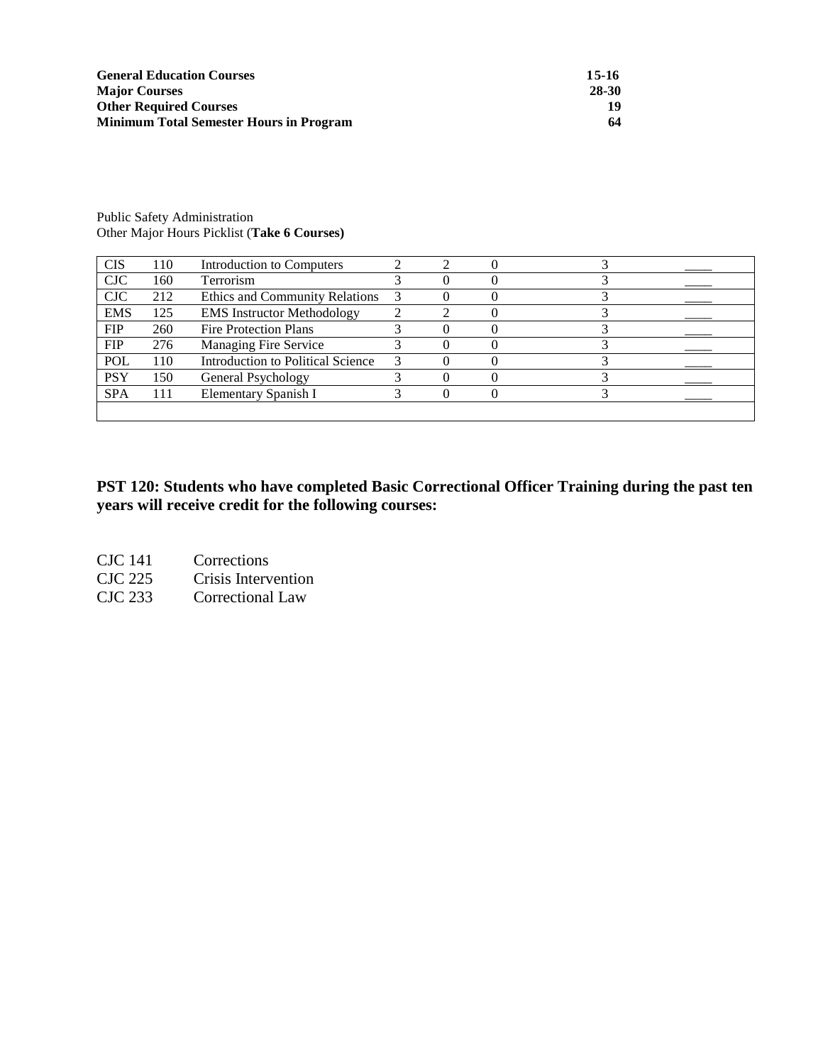| | |
|---|---|
| **General Education Courses** | **15-16** |
| **Major Courses** | **28-30** |
| **Other Required Courses** | **19** |
| **Minimum Total Semester Hours in Program** | **64** |

Public Safety Administration
Other Major Hours Picklist (**Take 6 Courses)**

| | | | | | | | |
|---|---|---|---|---|---|---|---|
| CIS | 110 | Introduction to Computers | 2 | 2 | 0 | 3 | ____ |
| CJC | 160 | Terrorism | 3 | 0 | 0 | 3 | ____ |
| CJC | 212 | Ethics and Community Relations | 3 | 0 | 0 | 3 | ____ |
| EMS | 125 | EMS Instructor Methodology | 2 | 2 | 0 | 3 | ____ |
| FIP | 260 | Fire Protection Plans | 3 | 0 | 0 | 3 | ____ |
| FIP | 276 | Managing Fire Service | 3 | 0 | 0 | 3 | ____ |
| POL | 110 | Introduction to Political Science | 3 | 0 | 0 | 3 | ____ |
| PSY | 150 | General Psychology | 3 | 0 | 0 | 3 | ____ |
| SPA | 111 | Elementary Spanish I | 3 | 0 | 0 | 3 | ____ |

**PST 120: Students who have completed Basic Correctional Officer Training during the past ten years will receive credit for the following courses:**

CJC 141 Corrections
CJC 225 Crisis Intervention
CJC 233 Correctional Law